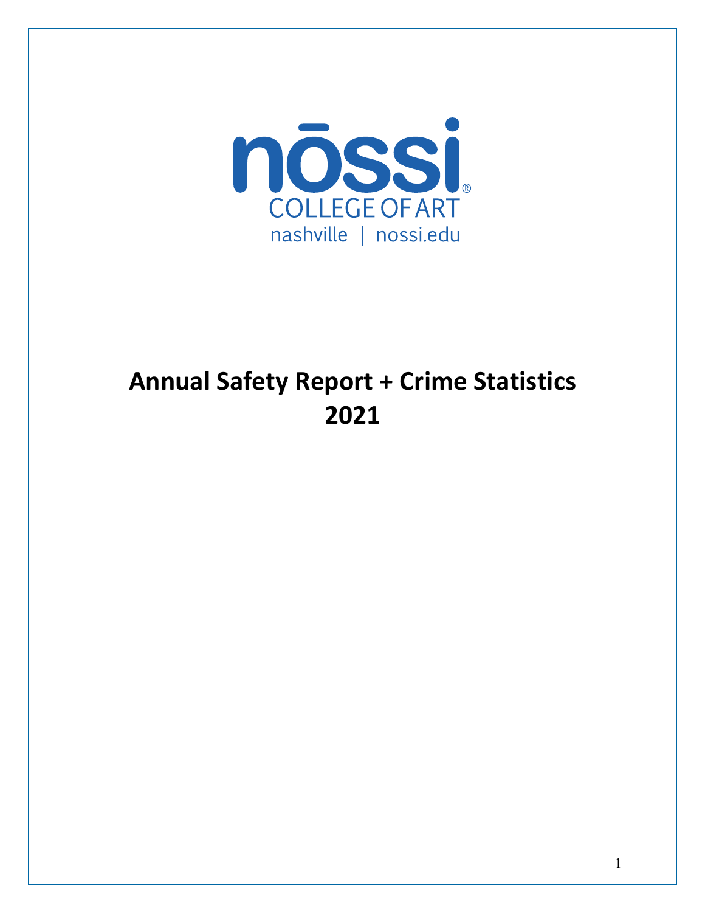nōssi®
COLLEGE OF ART
nashville | nossi.edu

# Annual Safety Report + Crime Statistics 2021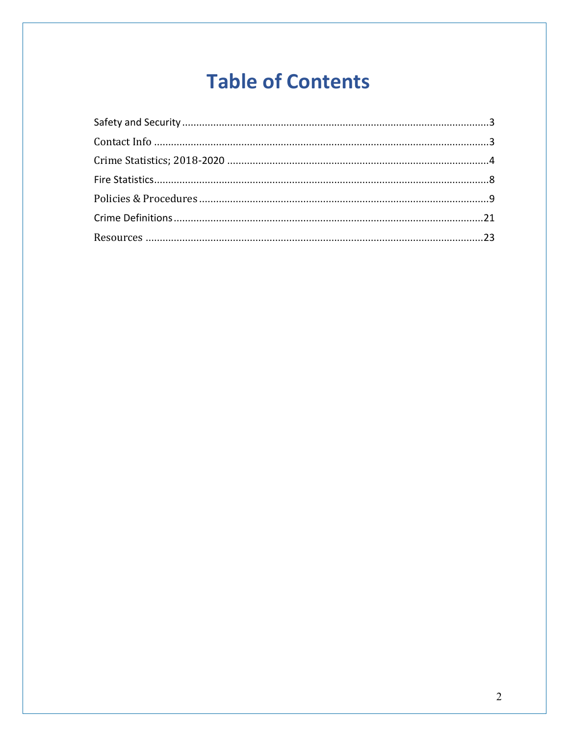# Table of Contents

Safety and Security ........................................................................................................3

Contact Info ....................................................................................................................3

Crime Statistics; 2018-2020 ...........................................................................................4

Fire Statistics....................................................................................................................8

Policies & Procedures .....................................................................................................9

Crime Definitions............................................................................................................21

Resources .......................................................................................................................23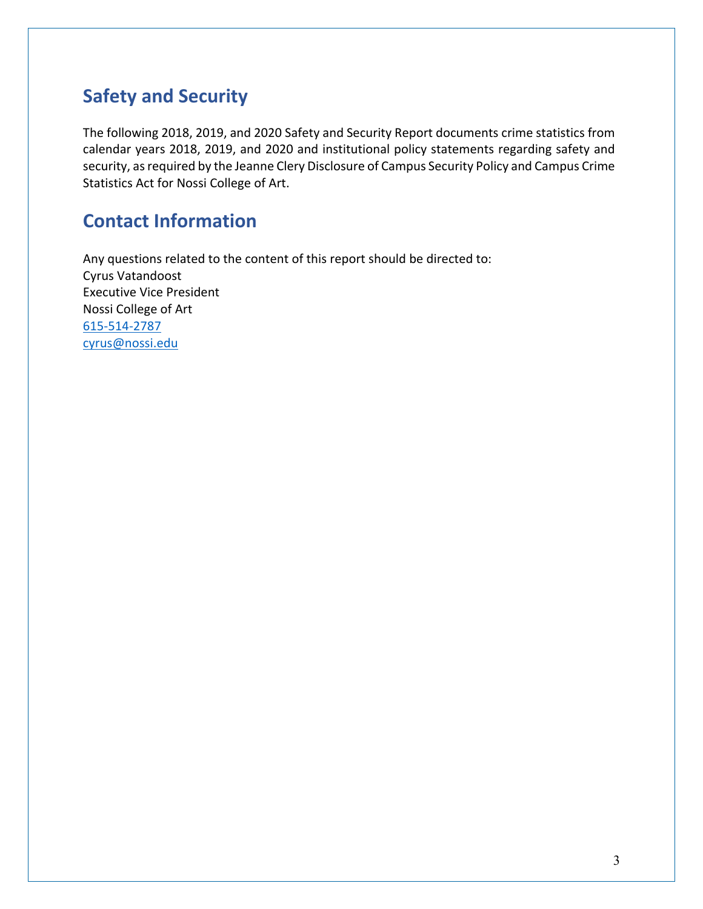## Safety and Security

The following 2018, 2019, and 2020 Safety and Security Report documents crime statistics from calendar years 2018, 2019, and 2020 and institutional policy statements regarding safety and security, as required by the Jeanne Clery Disclosure of Campus Security Policy and Campus Crime Statistics Act for Nossi College of Art.

## Contact Information

Any questions related to the content of this report should be directed to:
Cyrus Vatandoost
Executive Vice President
Nossi College of Art
615-514-2787
cyrus@nossi.edu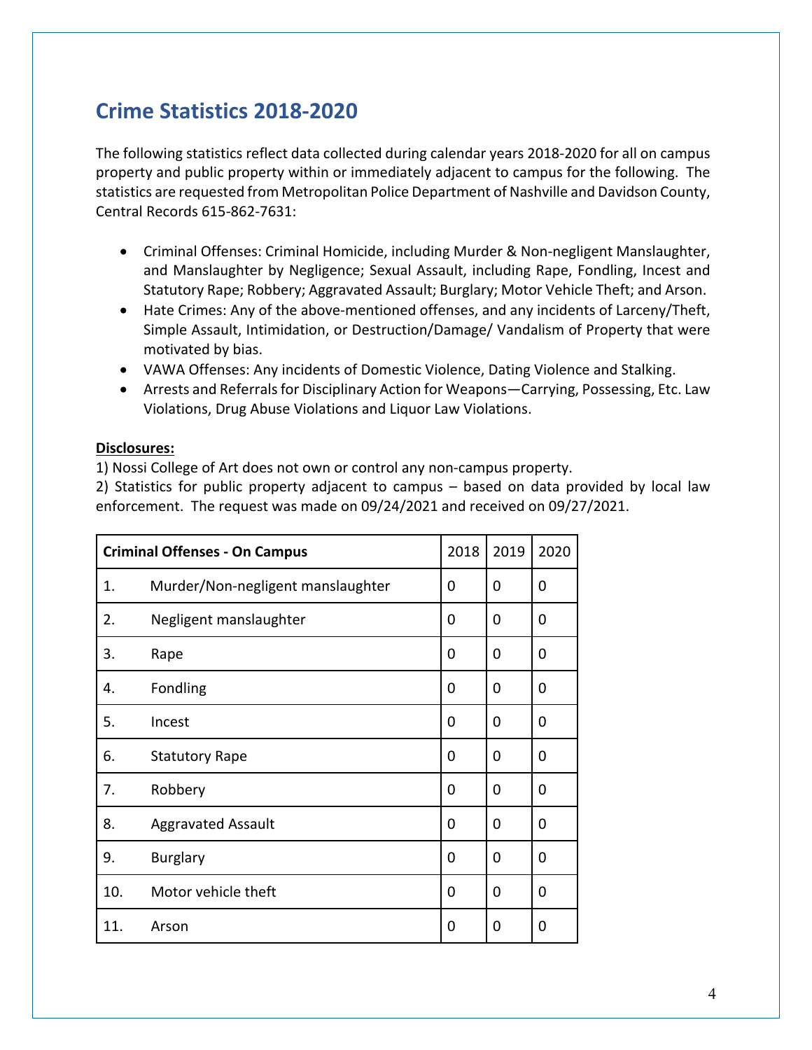## Crime Statistics 2018-2020

The following statistics reflect data collected during calendar years 2018-2020 for all on campus property and public property within or immediately adjacent to campus for the following. The statistics are requested from Metropolitan Police Department of Nashville and Davidson County, Central Records 615-862-7631:

- Criminal Offenses: Criminal Homicide, including Murder & Non-negligent Manslaughter, and Manslaughter by Negligence; Sexual Assault, including Rape, Fondling, Incest and Statutory Rape; Robbery; Aggravated Assault; Burglary; Motor Vehicle Theft; and Arson.
- Hate Crimes: Any of the above-mentioned offenses, and any incidents of Larceny/Theft, Simple Assault, Intimidation, or Destruction/Damage/ Vandalism of Property that were motivated by bias.
- VAWA Offenses: Any incidents of Domestic Violence, Dating Violence and Stalking.
- Arrests and Referrals for Disciplinary Action for Weapons—Carrying, Possessing, Etc. Law Violations, Drug Abuse Violations and Liquor Law Violations.

**Disclosures:**

1) Nossi College of Art does not own or control any non-campus property.
2) Statistics for public property adjacent to campus – based on data provided by local law enforcement. The request was made on 09/24/2021 and received on 09/27/2021.

| **Criminal Offenses - On Campus** | | 2018 | 2019 | 2020 |
|---|---|---|---|---|
| 1. | Murder/Non-negligent manslaughter | 0 | 0 | 0 |
| 2. | Negligent manslaughter | 0 | 0 | 0 |
| 3. | Rape | 0 | 0 | 0 |
| 4. | Fondling | 0 | 0 | 0 |
| 5. | Incest | 0 | 0 | 0 |
| 6. | Statutory Rape | 0 | 0 | 0 |
| 7. | Robbery | 0 | 0 | 0 |
| 8. | Aggravated Assault | 0 | 0 | 0 |
| 9. | Burglary | 0 | 0 | 0 |
| 10. | Motor vehicle theft | 0 | 0 | 0 |
| 11. | Arson | 0 | 0 | 0 |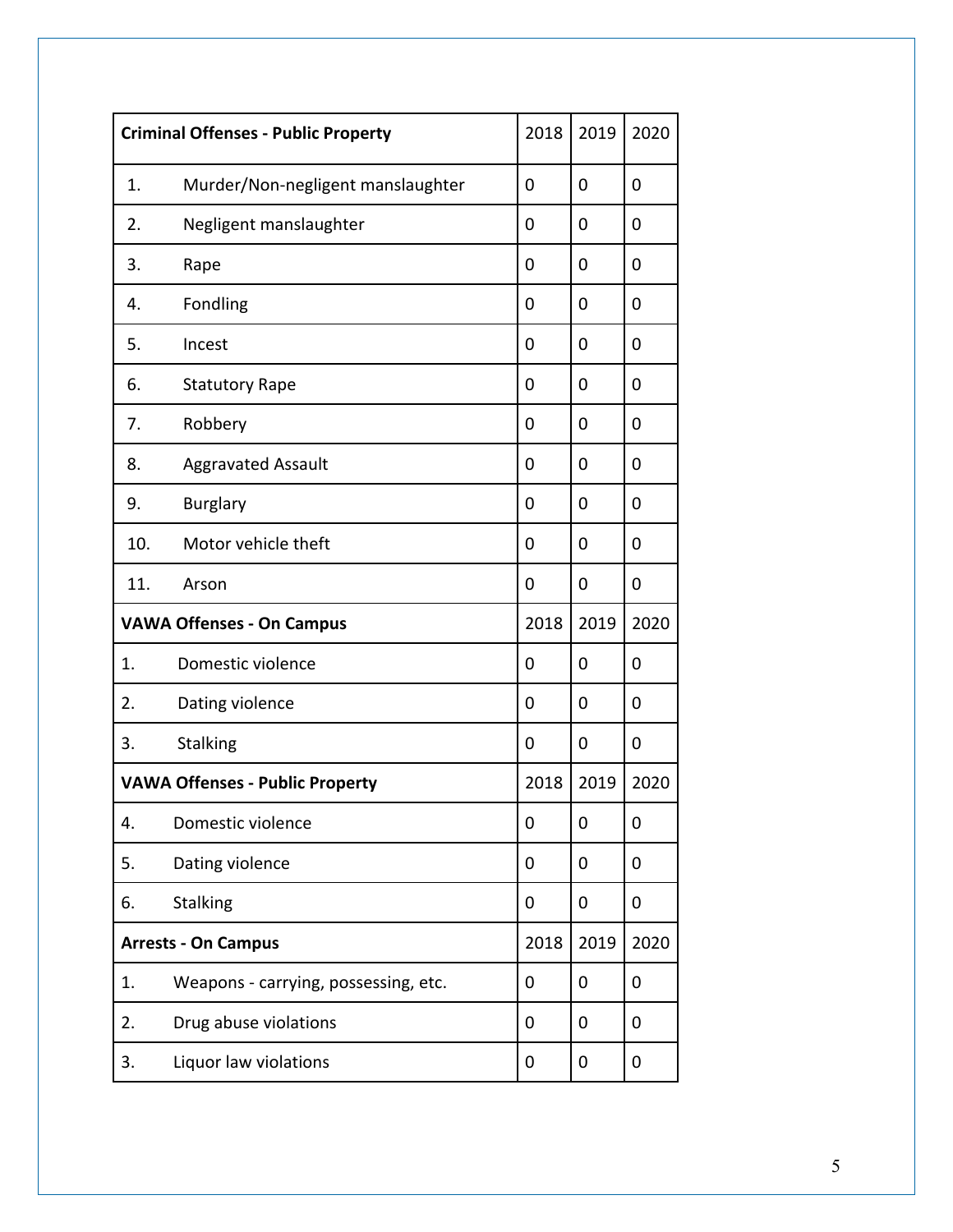| Criminal Offenses - Public Property | 2018 | 2019 | 2020 |
|---|---|---|---|
| 1. Murder/Non-negligent manslaughter | 0 | 0 | 0 |
| 2. Negligent manslaughter | 0 | 0 | 0 |
| 3. Rape | 0 | 0 | 0 |
| 4. Fondling | 0 | 0 | 0 |
| 5. Incest | 0 | 0 | 0 |
| 6. Statutory Rape | 0 | 0 | 0 |
| 7. Robbery | 0 | 0 | 0 |
| 8. Aggravated Assault | 0 | 0 | 0 |
| 9. Burglary | 0 | 0 | 0 |
| 10. Motor vehicle theft | 0 | 0 | 0 |
| 11. Arson | 0 | 0 | 0 |
| **VAWA Offenses - On Campus** | **2018** | **2019** | **2020** |
| 1. Domestic violence | 0 | 0 | 0 |
| 2. Dating violence | 0 | 0 | 0 |
| 3. Stalking | 0 | 0 | 0 |
| **VAWA Offenses - Public Property** | **2018** | **2019** | **2020** |
| 4. Domestic violence | 0 | 0 | 0 |
| 5. Dating violence | 0 | 0 | 0 |
| 6. Stalking | 0 | 0 | 0 |
| **Arrests - On Campus** | **2018** | **2019** | **2020** |
| 1. Weapons - carrying, possessing, etc. | 0 | 0 | 0 |
| 2. Drug abuse violations | 0 | 0 | 0 |
| 3. Liquor law violations | 0 | 0 | 0 |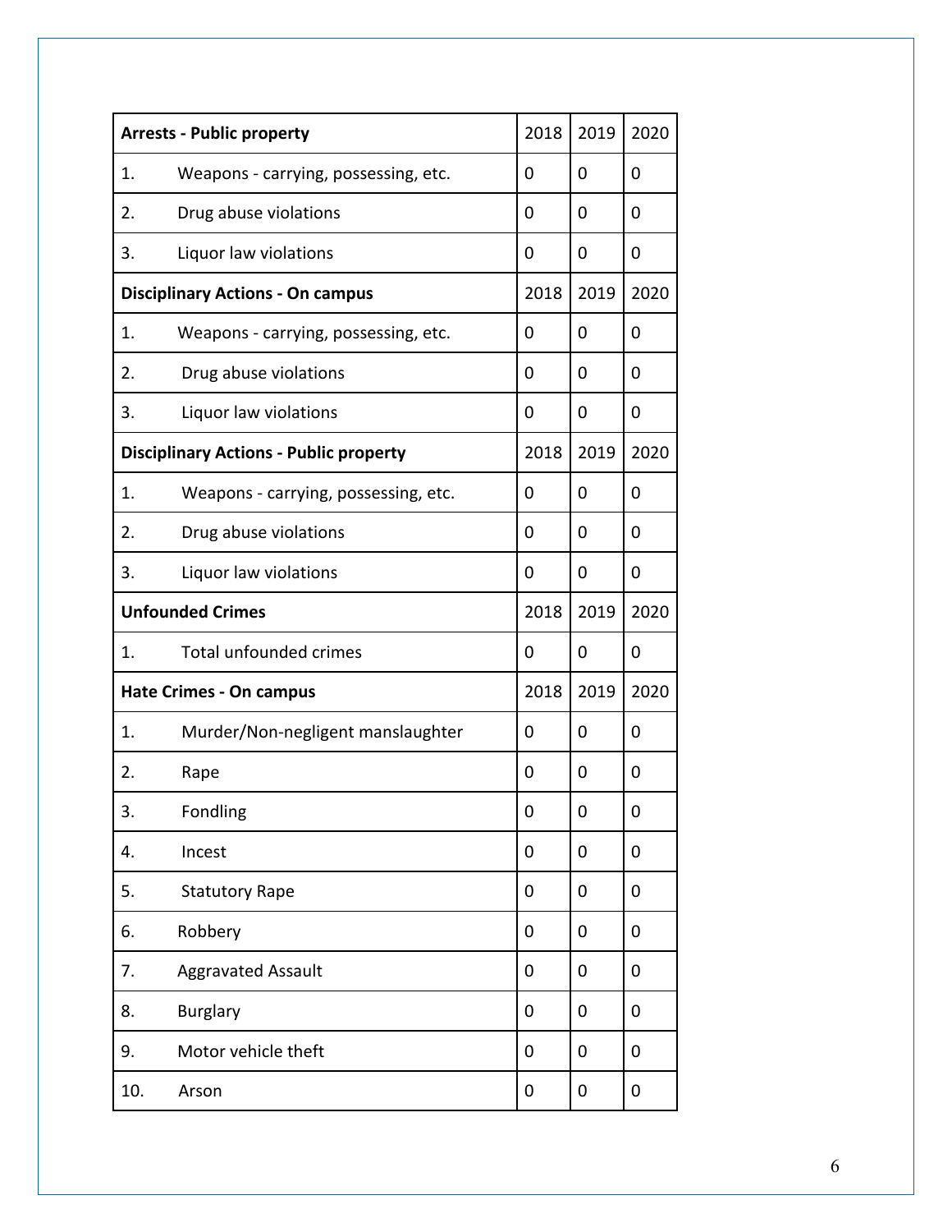| **Arrests - Public property** | 2018 | 2019 | 2020 |
|---|---|---|---|
| 1. Weapons - carrying, possessing, etc. | 0 | 0 | 0 |
| 2. Drug abuse violations | 0 | 0 | 0 |
| 3. Liquor law violations | 0 | 0 | 0 |
| **Disciplinary Actions - On campus** | 2018 | 2019 | 2020 |
| 1. Weapons - carrying, possessing, etc. | 0 | 0 | 0 |
| 2. Drug abuse violations | 0 | 0 | 0 |
| 3. Liquor law violations | 0 | 0 | 0 |
| **Disciplinary Actions - Public property** | 2018 | 2019 | 2020 |
| 1. Weapons - carrying, possessing, etc. | 0 | 0 | 0 |
| 2. Drug abuse violations | 0 | 0 | 0 |
| 3. Liquor law violations | 0 | 0 | 0 |
| **Unfounded Crimes** | 2018 | 2019 | 2020 |
| 1. Total unfounded crimes | 0 | 0 | 0 |
| **Hate Crimes - On campus** | 2018 | 2019 | 2020 |
| 1. Murder/Non-negligent manslaughter | 0 | 0 | 0 |
| 2. Rape | 0 | 0 | 0 |
| 3. Fondling | 0 | 0 | 0 |
| 4. Incest | 0 | 0 | 0 |
| 5. Statutory Rape | 0 | 0 | 0 |
| 6. Robbery | 0 | 0 | 0 |
| 7. Aggravated Assault | 0 | 0 | 0 |
| 8. Burglary | 0 | 0 | 0 |
| 9. Motor vehicle theft | 0 | 0 | 0 |
| 10. Arson | 0 | 0 | 0 |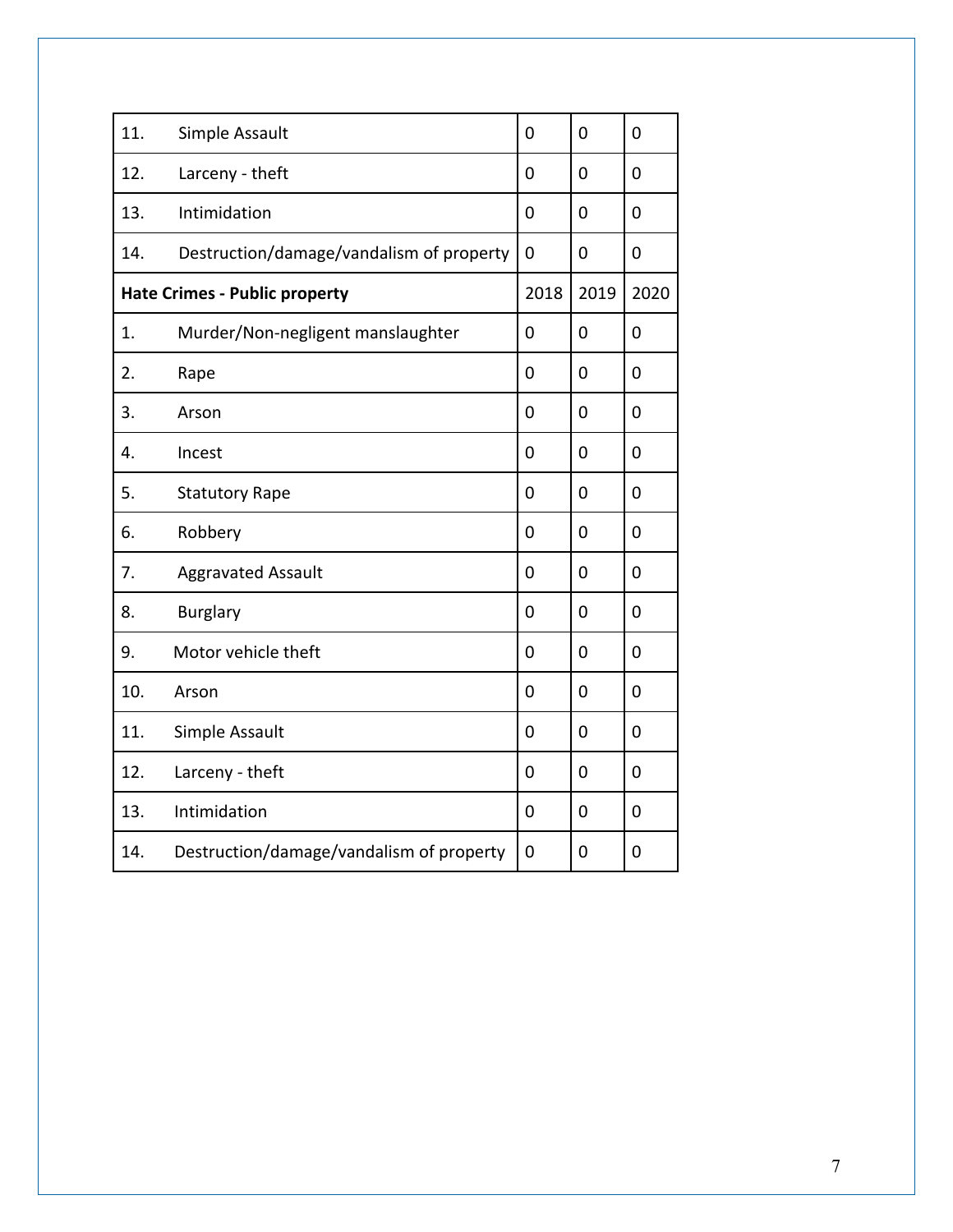| | | | | |
|---|---|---|---|---|
| 11. | Simple Assault | 0 | 0 | 0 |
| 12. | Larceny - theft | 0 | 0 | 0 |
| 13. | Intimidation | 0 | 0 | 0 |
| 14. | Destruction/damage/vandalism of property | 0 | 0 | 0 |
| **Hate Crimes - Public property** | | 2018 | 2019 | 2020 |
| 1. | Murder/Non-negligent manslaughter | 0 | 0 | 0 |
| 2. | Rape | 0 | 0 | 0 |
| 3. | Arson | 0 | 0 | 0 |
| 4. | Incest | 0 | 0 | 0 |
| 5. | Statutory Rape | 0 | 0 | 0 |
| 6. | Robbery | 0 | 0 | 0 |
| 7. | Aggravated Assault | 0 | 0 | 0 |
| 8. | Burglary | 0 | 0 | 0 |
| 9. | Motor vehicle theft | 0 | 0 | 0 |
| 10. | Arson | 0 | 0 | 0 |
| 11. | Simple Assault | 0 | 0 | 0 |
| 12. | Larceny - theft | 0 | 0 | 0 |
| 13. | Intimidation | 0 | 0 | 0 |
| 14. | Destruction/damage/vandalism of property | 0 | 0 | 0 |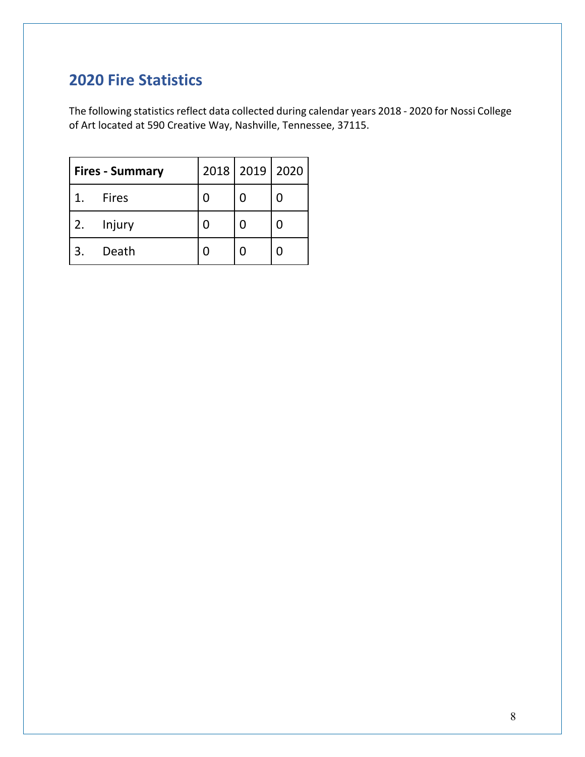## 2020 Fire Statistics

The following statistics reflect data collected during calendar years 2018 - 2020 for Nossi College of Art located at 590 Creative Way, Nashville, Tennessee, 37115.

| **Fires - Summary** | 2018 | 2019 | 2020 |
|---|---|---|---|
| 1. Fires | 0 | 0 | 0 |
| 2. Injury | 0 | 0 | 0 |
| 3. Death | 0 | 0 | 0 |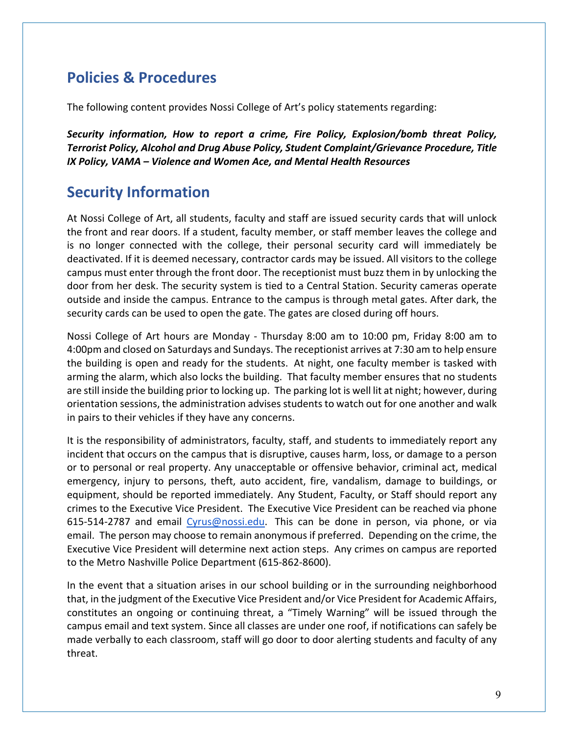## Policies & Procedures

The following content provides Nossi College of Art's policy statements regarding:

***Security information, How to report a crime, Fire Policy, Explosion/bomb threat Policy, Terrorist Policy, Alcohol and Drug Abuse Policy, Student Complaint/Grievance Procedure, Title IX Policy, VAMA – Violence and Women Ace, and Mental Health Resources***

## Security Information

At Nossi College of Art, all students, faculty and staff are issued security cards that will unlock the front and rear doors. If a student, faculty member, or staff member leaves the college and is no longer connected with the college, their personal security card will immediately be deactivated. If it is deemed necessary, contractor cards may be issued. All visitors to the college campus must enter through the front door. The receptionist must buzz them in by unlocking the door from her desk. The security system is tied to a Central Station. Security cameras operate outside and inside the campus. Entrance to the campus is through metal gates. After dark, the security cards can be used to open the gate. The gates are closed during off hours.

Nossi College of Art hours are Monday - Thursday 8:00 am to 10:00 pm, Friday 8:00 am to 4:00pm and closed on Saturdays and Sundays. The receptionist arrives at 7:30 am to help ensure the building is open and ready for the students. At night, one faculty member is tasked with arming the alarm, which also locks the building. That faculty member ensures that no students are still inside the building prior to locking up. The parking lot is well lit at night; however, during orientation sessions, the administration advises students to watch out for one another and walk in pairs to their vehicles if they have any concerns.

It is the responsibility of administrators, faculty, staff, and students to immediately report any incident that occurs on the campus that is disruptive, causes harm, loss, or damage to a person or to personal or real property. Any unacceptable or offensive behavior, criminal act, medical emergency, injury to persons, theft, auto accident, fire, vandalism, damage to buildings, or equipment, should be reported immediately. Any Student, Faculty, or Staff should report any crimes to the Executive Vice President. The Executive Vice President can be reached via phone 615-514-2787 and email Cyrus@nossi.edu. This can be done in person, via phone, or via email. The person may choose to remain anonymous if preferred. Depending on the crime, the Executive Vice President will determine next action steps. Any crimes on campus are reported to the Metro Nashville Police Department (615-862-8600).

In the event that a situation arises in our school building or in the surrounding neighborhood that, in the judgment of the Executive Vice President and/or Vice President for Academic Affairs, constitutes an ongoing or continuing threat, a "Timely Warning" will be issued through the campus email and text system. Since all classes are under one roof, if notifications can safely be made verbally to each classroom, staff will go door to door alerting students and faculty of any threat.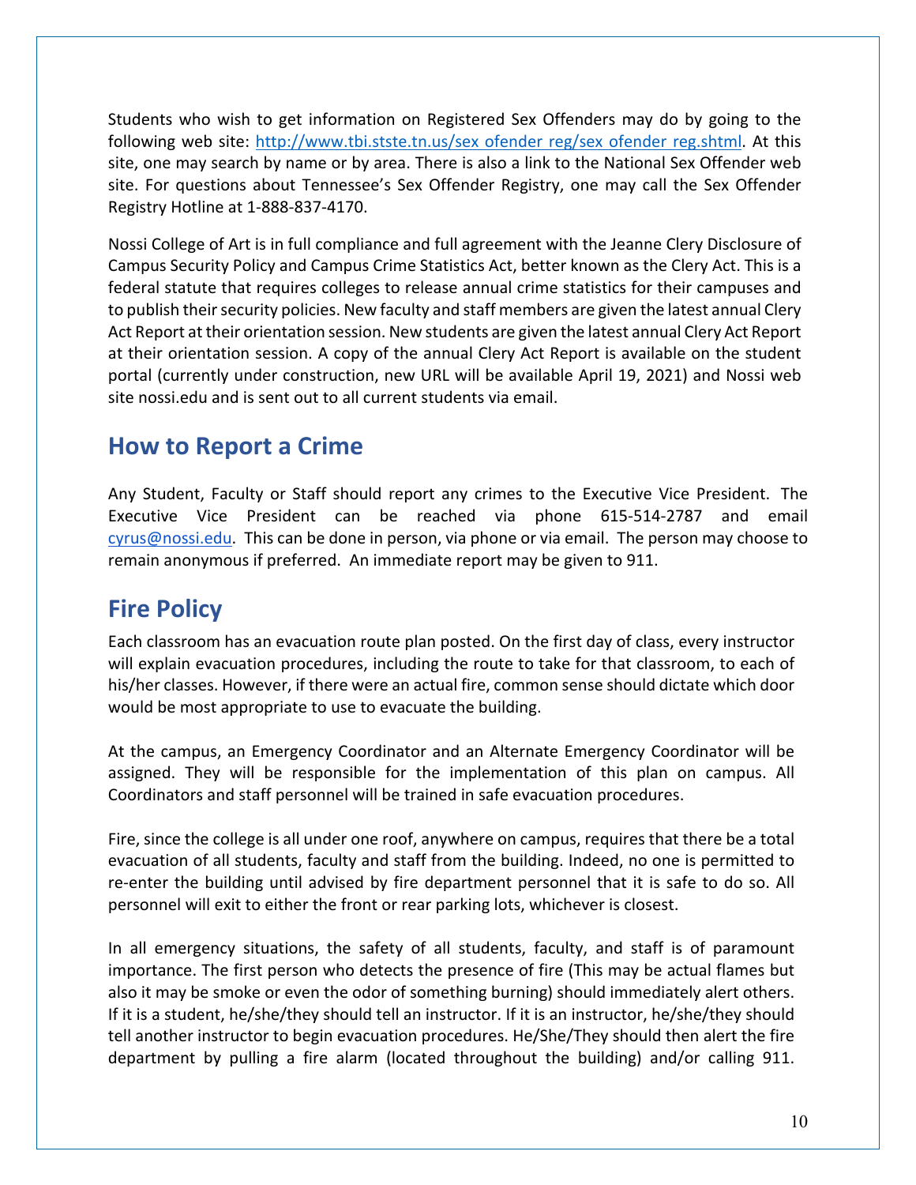Students who wish to get information on Registered Sex Offenders may do by going to the following web site: [http://www.tbi.stste.tn.us/sex ofender reg/sex ofender reg.shtml](http://www.tbi.stste.tn.us/sex_ofender_reg/sex_ofender_reg.shtml). At this site, one may search by name or by area. There is also a link to the National Sex Offender web site. For questions about Tennessee's Sex Offender Registry, one may call the Sex Offender Registry Hotline at 1-888-837-4170.

Nossi College of Art is in full compliance and full agreement with the Jeanne Clery Disclosure of Campus Security Policy and Campus Crime Statistics Act, better known as the Clery Act. This is a federal statute that requires colleges to release annual crime statistics for their campuses and to publish their security policies. New faculty and staff members are given the latest annual Clery Act Report at their orientation session. New students are given the latest annual Clery Act Report at their orientation session. A copy of the annual Clery Act Report is available on the student portal (currently under construction, new URL will be available April 19, 2021) and Nossi web site nossi.edu and is sent out to all current students via email.

## How to Report a Crime

Any Student, Faculty or Staff should report any crimes to the Executive Vice President. The Executive Vice President can be reached via phone 615-514-2787 and email [cyrus@nossi.edu](mailto:cyrus@nossi.edu). This can be done in person, via phone or via email. The person may choose to remain anonymous if preferred. An immediate report may be given to 911.

## Fire Policy

Each classroom has an evacuation route plan posted. On the first day of class, every instructor will explain evacuation procedures, including the route to take for that classroom, to each of his/her classes. However, if there were an actual fire, common sense should dictate which door would be most appropriate to use to evacuate the building.

At the campus, an Emergency Coordinator and an Alternate Emergency Coordinator will be assigned. They will be responsible for the implementation of this plan on campus. All Coordinators and staff personnel will be trained in safe evacuation procedures.

Fire, since the college is all under one roof, anywhere on campus, requires that there be a total evacuation of all students, faculty and staff from the building. Indeed, no one is permitted to re-enter the building until advised by fire department personnel that it is safe to do so. All personnel will exit to either the front or rear parking lots, whichever is closest.

In all emergency situations, the safety of all students, faculty, and staff is of paramount importance. The first person who detects the presence of fire (This may be actual flames but also it may be smoke or even the odor of something burning) should immediately alert others. If it is a student, he/she/they should tell an instructor. If it is an instructor, he/she/they should tell another instructor to begin evacuation procedures. He/She/They should then alert the fire department by pulling a fire alarm (located throughout the building) and/or calling 911.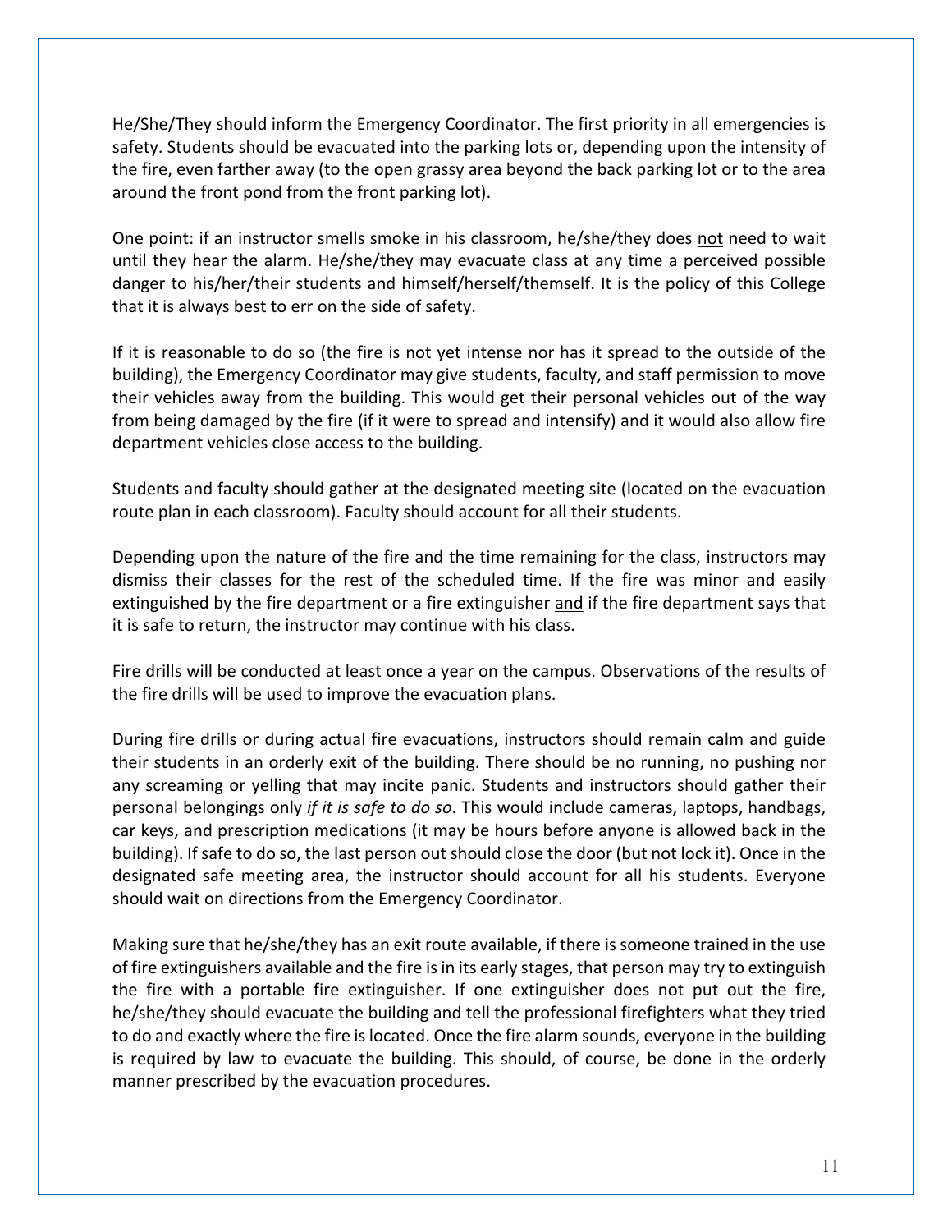He/She/They should inform the Emergency Coordinator. The first priority in all emergencies is safety. Students should be evacuated into the parking lots or, depending upon the intensity of the fire, even farther away (to the open grassy area beyond the back parking lot or to the area around the front pond from the front parking lot).

One point: if an instructor smells smoke in his classroom, he/she/they does <u>not</u> need to wait until they hear the alarm. He/she/they may evacuate class at any time a perceived possible danger to his/her/their students and himself/herself/themself. It is the policy of this College that it is always best to err on the side of safety.

If it is reasonable to do so (the fire is not yet intense nor has it spread to the outside of the building), the Emergency Coordinator may give students, faculty, and staff permission to move their vehicles away from the building. This would get their personal vehicles out of the way from being damaged by the fire (if it were to spread and intensify) and it would also allow fire department vehicles close access to the building.

Students and faculty should gather at the designated meeting site (located on the evacuation route plan in each classroom). Faculty should account for all their students.

Depending upon the nature of the fire and the time remaining for the class, instructors may dismiss their classes for the rest of the scheduled time. If the fire was minor and easily extinguished by the fire department or a fire extinguisher <u>and</u> if the fire department says that it is safe to return, the instructor may continue with his class.

Fire drills will be conducted at least once a year on the campus. Observations of the results of the fire drills will be used to improve the evacuation plans.

During fire drills or during actual fire evacuations, instructors should remain calm and guide their students in an orderly exit of the building. There should be no running, no pushing nor any screaming or yelling that may incite panic. Students and instructors should gather their personal belongings only *if it is safe to do so*. This would include cameras, laptops, handbags, car keys, and prescription medications (it may be hours before anyone is allowed back in the building). If safe to do so, the last person out should close the door (but not lock it). Once in the designated safe meeting area, the instructor should account for all his students. Everyone should wait on directions from the Emergency Coordinator.

Making sure that he/she/they has an exit route available, if there is someone trained in the use of fire extinguishers available and the fire is in its early stages, that person may try to extinguish the fire with a portable fire extinguisher. If one extinguisher does not put out the fire, he/she/they should evacuate the building and tell the professional firefighters what they tried to do and exactly where the fire is located. Once the fire alarm sounds, everyone in the building is required by law to evacuate the building. This should, of course, be done in the orderly manner prescribed by the evacuation procedures.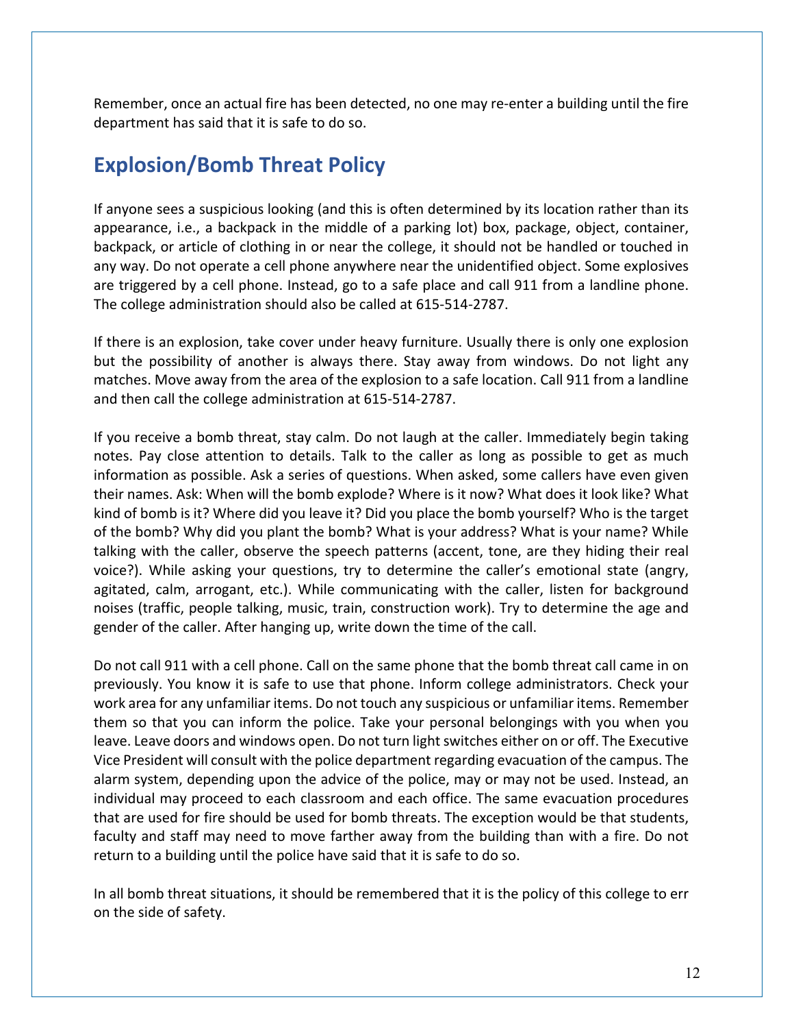Remember, once an actual fire has been detected, no one may re-enter a building until the fire department has said that it is safe to do so.

## Explosion/Bomb Threat Policy

If anyone sees a suspicious looking (and this is often determined by its location rather than its appearance, i.e., a backpack in the middle of a parking lot) box, package, object, container, backpack, or article of clothing in or near the college, it should not be handled or touched in any way. Do not operate a cell phone anywhere near the unidentified object. Some explosives are triggered by a cell phone. Instead, go to a safe place and call 911 from a landline phone. The college administration should also be called at 615-514-2787.

If there is an explosion, take cover under heavy furniture. Usually there is only one explosion but the possibility of another is always there. Stay away from windows. Do not light any matches. Move away from the area of the explosion to a safe location. Call 911 from a landline and then call the college administration at 615-514-2787.

If you receive a bomb threat, stay calm. Do not laugh at the caller. Immediately begin taking notes. Pay close attention to details. Talk to the caller as long as possible to get as much information as possible. Ask a series of questions. When asked, some callers have even given their names. Ask: When will the bomb explode? Where is it now? What does it look like? What kind of bomb is it? Where did you leave it? Did you place the bomb yourself? Who is the target of the bomb? Why did you plant the bomb? What is your address? What is your name? While talking with the caller, observe the speech patterns (accent, tone, are they hiding their real voice?). While asking your questions, try to determine the caller's emotional state (angry, agitated, calm, arrogant, etc.). While communicating with the caller, listen for background noises (traffic, people talking, music, train, construction work). Try to determine the age and gender of the caller. After hanging up, write down the time of the call.

Do not call 911 with a cell phone. Call on the same phone that the bomb threat call came in on previously. You know it is safe to use that phone. Inform college administrators. Check your work area for any unfamiliar items. Do not touch any suspicious or unfamiliar items. Remember them so that you can inform the police. Take your personal belongings with you when you leave. Leave doors and windows open. Do not turn light switches either on or off. The Executive Vice President will consult with the police department regarding evacuation of the campus. The alarm system, depending upon the advice of the police, may or may not be used. Instead, an individual may proceed to each classroom and each office. The same evacuation procedures that are used for fire should be used for bomb threats. The exception would be that students, faculty and staff may need to move farther away from the building than with a fire. Do not return to a building until the police have said that it is safe to do so.

In all bomb threat situations, it should be remembered that it is the policy of this college to err on the side of safety.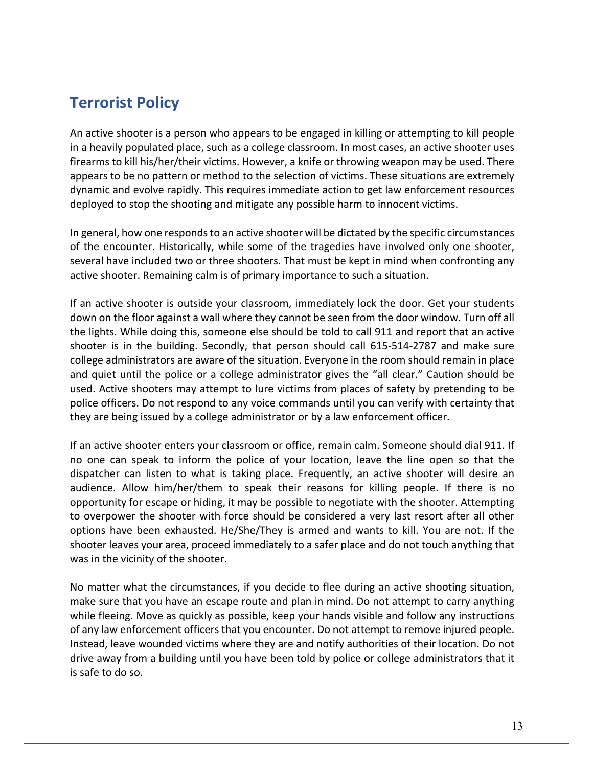## Terrorist Policy

An active shooter is a person who appears to be engaged in killing or attempting to kill people in a heavily populated place, such as a college classroom. In most cases, an active shooter uses firearms to kill his/her/their victims. However, a knife or throwing weapon may be used. There appears to be no pattern or method to the selection of victims. These situations are extremely dynamic and evolve rapidly. This requires immediate action to get law enforcement resources deployed to stop the shooting and mitigate any possible harm to innocent victims.

In general, how one responds to an active shooter will be dictated by the specific circumstances of the encounter. Historically, while some of the tragedies have involved only one shooter, several have included two or three shooters. That must be kept in mind when confronting any active shooter. Remaining calm is of primary importance to such a situation.

If an active shooter is outside your classroom, immediately lock the door. Get your students down on the floor against a wall where they cannot be seen from the door window. Turn off all the lights. While doing this, someone else should be told to call 911 and report that an active shooter is in the building. Secondly, that person should call 615-514-2787 and make sure college administrators are aware of the situation. Everyone in the room should remain in place and quiet until the police or a college administrator gives the "all clear." Caution should be used. Active shooters may attempt to lure victims from places of safety by pretending to be police officers. Do not respond to any voice commands until you can verify with certainty that they are being issued by a college administrator or by a law enforcement officer.

If an active shooter enters your classroom or office, remain calm. Someone should dial 911. If no one can speak to inform the police of your location, leave the line open so that the dispatcher can listen to what is taking place. Frequently, an active shooter will desire an audience. Allow him/her/them to speak their reasons for killing people. If there is no opportunity for escape or hiding, it may be possible to negotiate with the shooter. Attempting to overpower the shooter with force should be considered a very last resort after all other options have been exhausted. He/She/They is armed and wants to kill. You are not. If the shooter leaves your area, proceed immediately to a safer place and do not touch anything that was in the vicinity of the shooter.

No matter what the circumstances, if you decide to flee during an active shooting situation, make sure that you have an escape route and plan in mind. Do not attempt to carry anything while fleeing. Move as quickly as possible, keep your hands visible and follow any instructions of any law enforcement officers that you encounter. Do not attempt to remove injured people. Instead, leave wounded victims where they are and notify authorities of their location. Do not drive away from a building until you have been told by police or college administrators that it is safe to do so.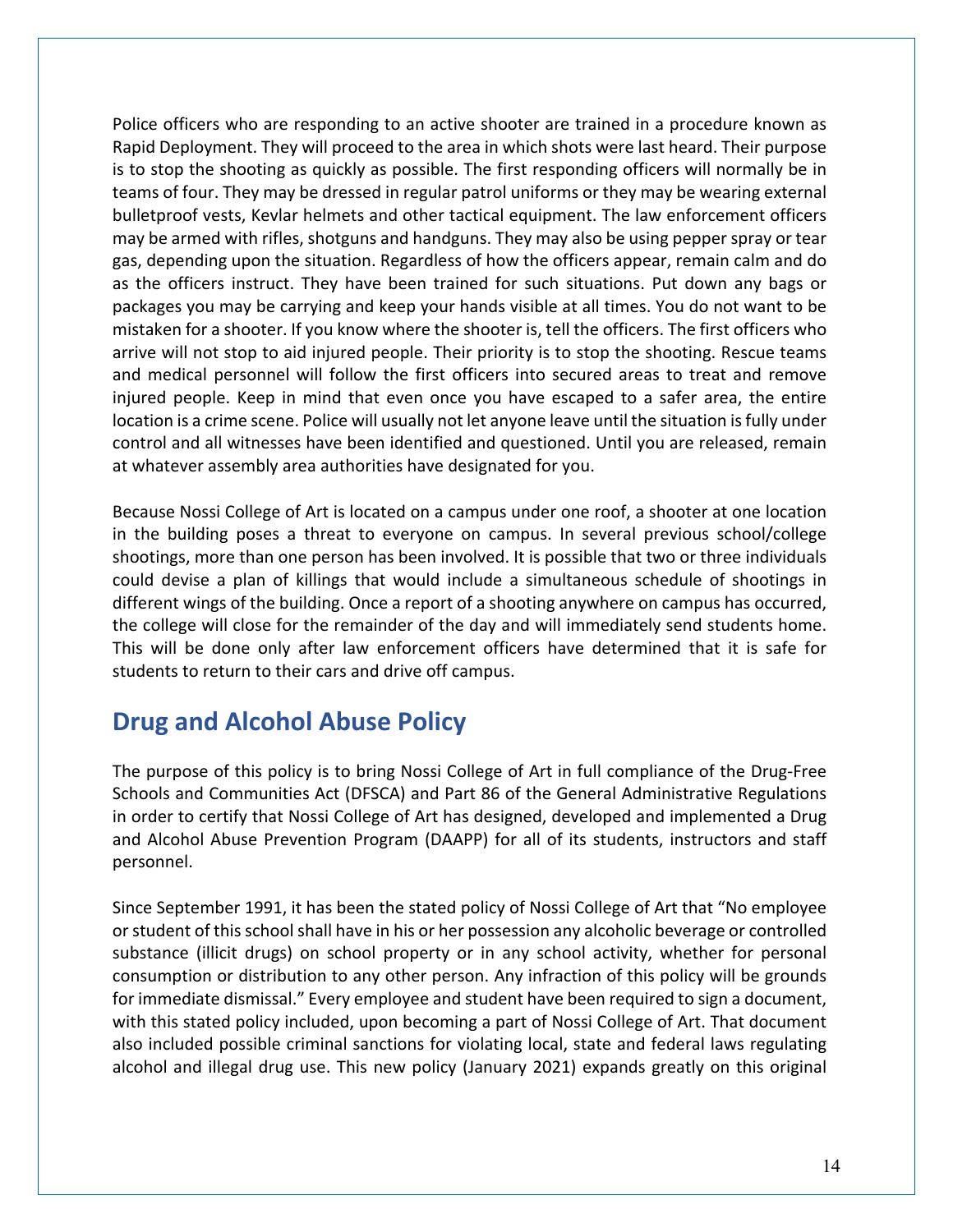Police officers who are responding to an active shooter are trained in a procedure known as Rapid Deployment. They will proceed to the area in which shots were last heard. Their purpose is to stop the shooting as quickly as possible. The first responding officers will normally be in teams of four. They may be dressed in regular patrol uniforms or they may be wearing external bulletproof vests, Kevlar helmets and other tactical equipment. The law enforcement officers may be armed with rifles, shotguns and handguns. They may also be using pepper spray or tear gas, depending upon the situation. Regardless of how the officers appear, remain calm and do as the officers instruct. They have been trained for such situations. Put down any bags or packages you may be carrying and keep your hands visible at all times. You do not want to be mistaken for a shooter. If you know where the shooter is, tell the officers. The first officers who arrive will not stop to aid injured people. Their priority is to stop the shooting. Rescue teams and medical personnel will follow the first officers into secured areas to treat and remove injured people. Keep in mind that even once you have escaped to a safer area, the entire location is a crime scene. Police will usually not let anyone leave until the situation is fully under control and all witnesses have been identified and questioned. Until you are released, remain at whatever assembly area authorities have designated for you.

Because Nossi College of Art is located on a campus under one roof, a shooter at one location in the building poses a threat to everyone on campus. In several previous school/college shootings, more than one person has been involved. It is possible that two or three individuals could devise a plan of killings that would include a simultaneous schedule of shootings in different wings of the building. Once a report of a shooting anywhere on campus has occurred, the college will close for the remainder of the day and will immediately send students home. This will be done only after law enforcement officers have determined that it is safe for students to return to their cars and drive off campus.

## Drug and Alcohol Abuse Policy

The purpose of this policy is to bring Nossi College of Art in full compliance of the Drug-Free Schools and Communities Act (DFSCA) and Part 86 of the General Administrative Regulations in order to certify that Nossi College of Art has designed, developed and implemented a Drug and Alcohol Abuse Prevention Program (DAAPP) for all of its students, instructors and staff personnel.

Since September 1991, it has been the stated policy of Nossi College of Art that "No employee or student of this school shall have in his or her possession any alcoholic beverage or controlled substance (illicit drugs) on school property or in any school activity, whether for personal consumption or distribution to any other person. Any infraction of this policy will be grounds for immediate dismissal." Every employee and student have been required to sign a document, with this stated policy included, upon becoming a part of Nossi College of Art. That document also included possible criminal sanctions for violating local, state and federal laws regulating alcohol and illegal drug use. This new policy (January 2021) expands greatly on this original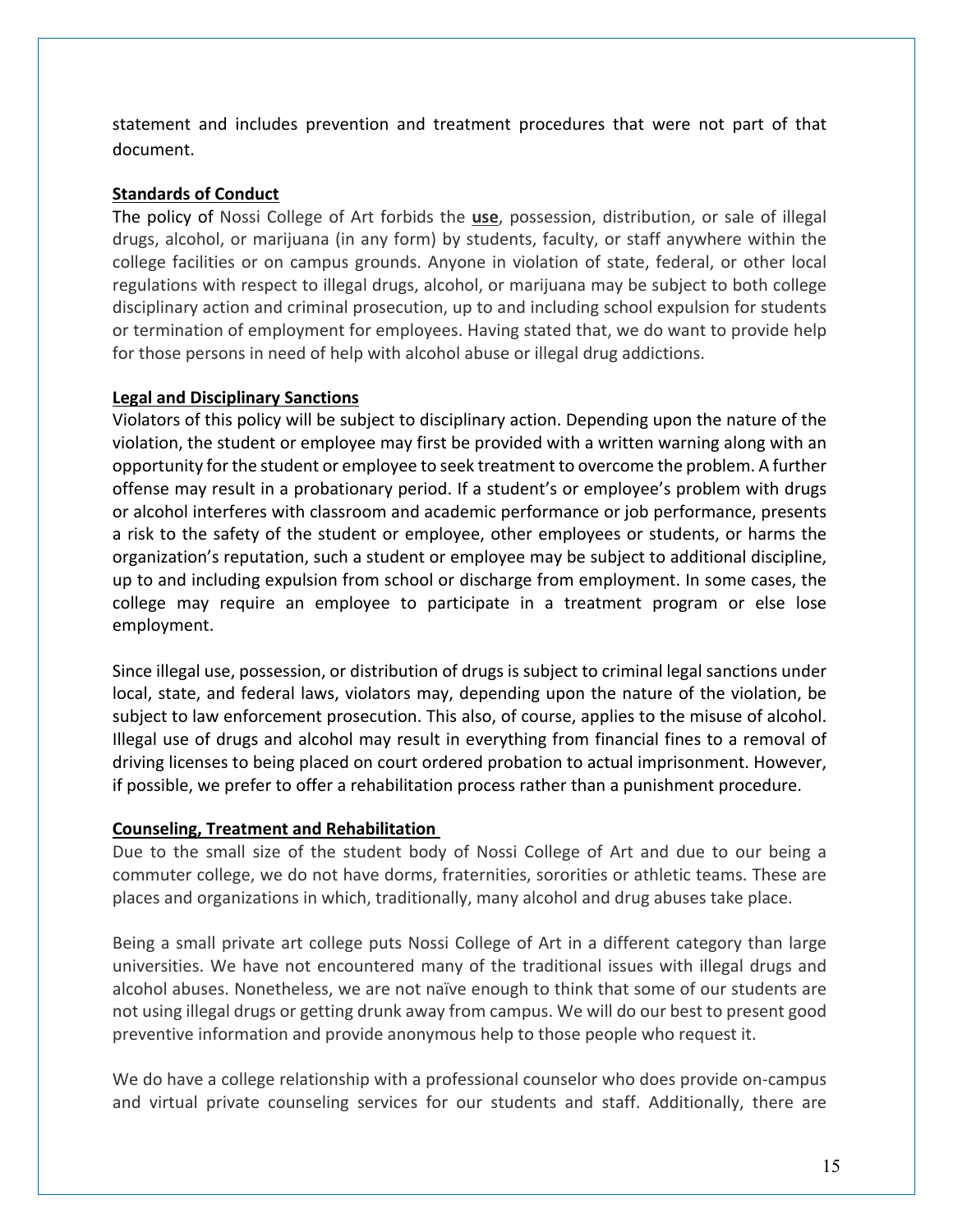statement and includes prevention and treatment procedures that were not part of that document.

**Standards of Conduct**

The policy of Nossi College of Art forbids the **use**, possession, distribution, or sale of illegal drugs, alcohol, or marijuana (in any form) by students, faculty, or staff anywhere within the college facilities or on campus grounds. Anyone in violation of state, federal, or other local regulations with respect to illegal drugs, alcohol, or marijuana may be subject to both college disciplinary action and criminal prosecution, up to and including school expulsion for students or termination of employment for employees. Having stated that, we do want to provide help for those persons in need of help with alcohol abuse or illegal drug addictions.

**Legal and Disciplinary Sanctions**

Violators of this policy will be subject to disciplinary action. Depending upon the nature of the violation, the student or employee may first be provided with a written warning along with an opportunity for the student or employee to seek treatment to overcome the problem. A further offense may result in a probationary period. If a student's or employee's problem with drugs or alcohol interferes with classroom and academic performance or job performance, presents a risk to the safety of the student or employee, other employees or students, or harms the organization's reputation, such a student or employee may be subject to additional discipline, up to and including expulsion from school or discharge from employment. In some cases, the college may require an employee to participate in a treatment program or else lose employment.

Since illegal use, possession, or distribution of drugs is subject to criminal legal sanctions under local, state, and federal laws, violators may, depending upon the nature of the violation, be subject to law enforcement prosecution. This also, of course, applies to the misuse of alcohol. Illegal use of drugs and alcohol may result in everything from financial fines to a removal of driving licenses to being placed on court ordered probation to actual imprisonment. However, if possible, we prefer to offer a rehabilitation process rather than a punishment procedure.

**Counseling, Treatment and Rehabilitation**

Due to the small size of the student body of Nossi College of Art and due to our being a commuter college, we do not have dorms, fraternities, sororities or athletic teams. These are places and organizations in which, traditionally, many alcohol and drug abuses take place.

Being a small private art college puts Nossi College of Art in a different category than large universities. We have not encountered many of the traditional issues with illegal drugs and alcohol abuses. Nonetheless, we are not naïve enough to think that some of our students are not using illegal drugs or getting drunk away from campus. We will do our best to present good preventive information and provide anonymous help to those people who request it.

We do have a college relationship with a professional counselor who does provide on-campus and virtual private counseling services for our students and staff. Additionally, there are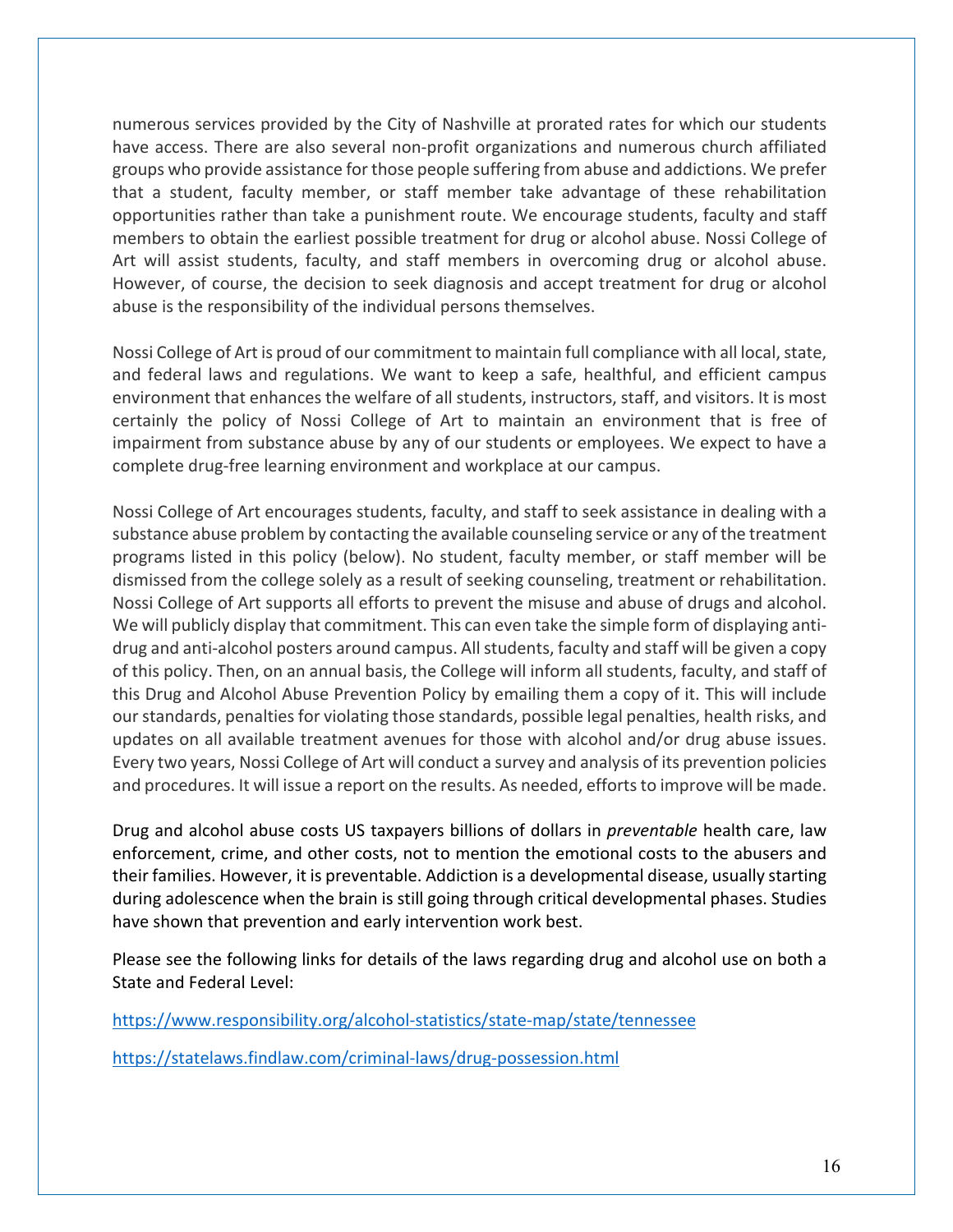numerous services provided by the City of Nashville at prorated rates for which our students have access. There are also several non-profit organizations and numerous church affiliated groups who provide assistance for those people suffering from abuse and addictions. We prefer that a student, faculty member, or staff member take advantage of these rehabilitation opportunities rather than take a punishment route. We encourage students, faculty and staff members to obtain the earliest possible treatment for drug or alcohol abuse. Nossi College of Art will assist students, faculty, and staff members in overcoming drug or alcohol abuse. However, of course, the decision to seek diagnosis and accept treatment for drug or alcohol abuse is the responsibility of the individual persons themselves.

Nossi College of Art is proud of our commitment to maintain full compliance with all local, state, and federal laws and regulations. We want to keep a safe, healthful, and efficient campus environment that enhances the welfare of all students, instructors, staff, and visitors. It is most certainly the policy of Nossi College of Art to maintain an environment that is free of impairment from substance abuse by any of our students or employees. We expect to have a complete drug-free learning environment and workplace at our campus.

Nossi College of Art encourages students, faculty, and staff to seek assistance in dealing with a substance abuse problem by contacting the available counseling service or any of the treatment programs listed in this policy (below). No student, faculty member, or staff member will be dismissed from the college solely as a result of seeking counseling, treatment or rehabilitation. Nossi College of Art supports all efforts to prevent the misuse and abuse of drugs and alcohol. We will publicly display that commitment. This can even take the simple form of displaying anti-drug and anti-alcohol posters around campus. All students, faculty and staff will be given a copy of this policy. Then, on an annual basis, the College will inform all students, faculty, and staff of this Drug and Alcohol Abuse Prevention Policy by emailing them a copy of it. This will include our standards, penalties for violating those standards, possible legal penalties, health risks, and updates on all available treatment avenues for those with alcohol and/or drug abuse issues. Every two years, Nossi College of Art will conduct a survey and analysis of its prevention policies and procedures. It will issue a report on the results. As needed, efforts to improve will be made.

Drug and alcohol abuse costs US taxpayers billions of dollars in *preventable* health care, law enforcement, crime, and other costs, not to mention the emotional costs to the abusers and their families. However, it is preventable. Addiction is a developmental disease, usually starting during adolescence when the brain is still going through critical developmental phases. Studies have shown that prevention and early intervention work best.

Please see the following links for details of the laws regarding drug and alcohol use on both a State and Federal Level:

https://www.responsibility.org/alcohol-statistics/state-map/state/tennessee

https://statelaws.findlaw.com/criminal-laws/drug-possession.html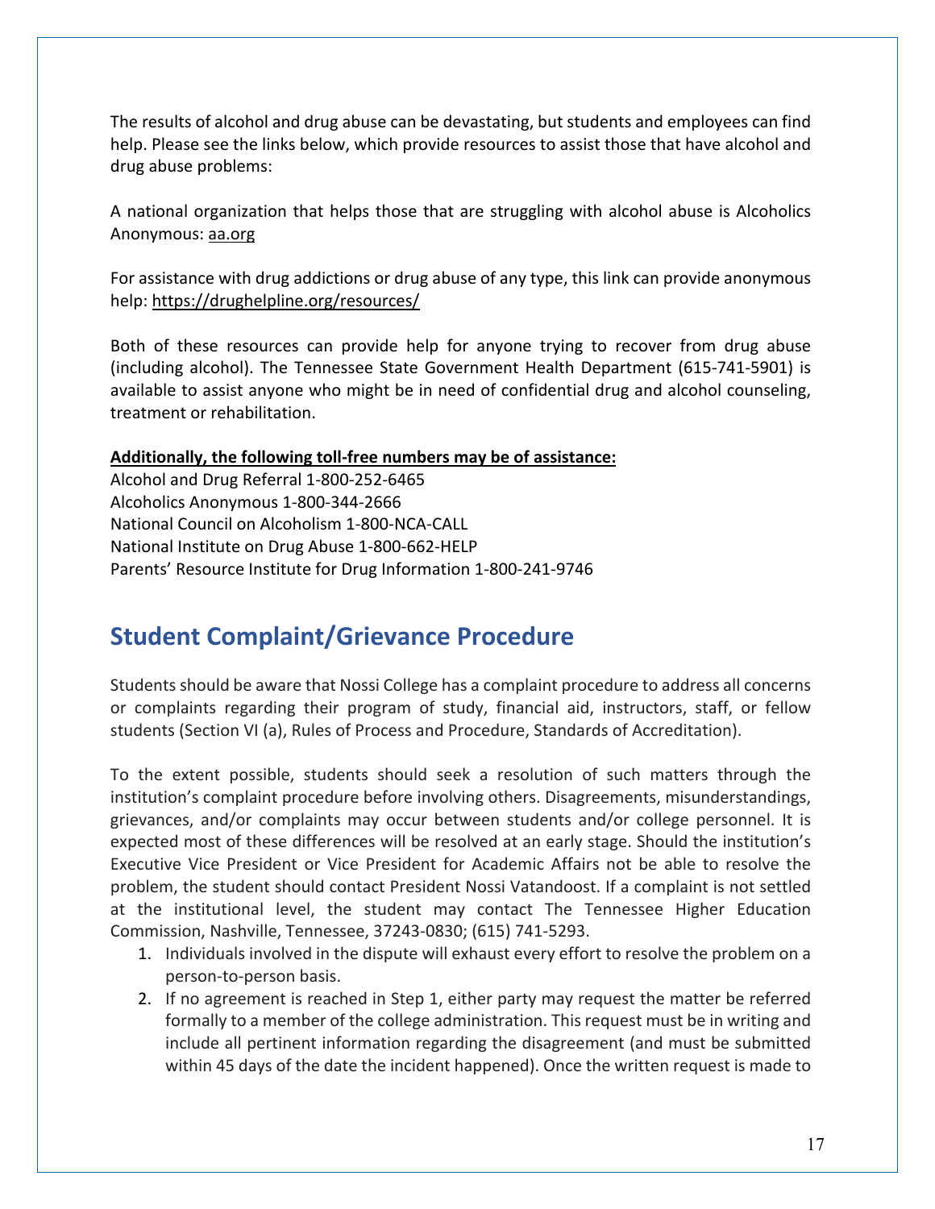The results of alcohol and drug abuse can be devastating, but students and employees can find help. Please see the links below, which provide resources to assist those that have alcohol and drug abuse problems:

A national organization that helps those that are struggling with alcohol abuse is Alcoholics Anonymous: aa.org

For assistance with drug addictions or drug abuse of any type, this link can provide anonymous help: https://drughelpline.org/resources/

Both of these resources can provide help for anyone trying to recover from drug abuse (including alcohol). The Tennessee State Government Health Department (615-741-5901) is available to assist anyone who might be in need of confidential drug and alcohol counseling, treatment or rehabilitation.

**Additionally, the following toll-free numbers may be of assistance:**

Alcohol and Drug Referral 1-800-252-6465
Alcoholics Anonymous 1-800-344-2666
National Council on Alcoholism 1-800-NCA-CALL
National Institute on Drug Abuse 1-800-662-HELP
Parents' Resource Institute for Drug Information 1-800-241-9746

## Student Complaint/Grievance Procedure

Students should be aware that Nossi College has a complaint procedure to address all concerns or complaints regarding their program of study, financial aid, instructors, staff, or fellow students (Section VI (a), Rules of Process and Procedure, Standards of Accreditation).

To the extent possible, students should seek a resolution of such matters through the institution's complaint procedure before involving others. Disagreements, misunderstandings, grievances, and/or complaints may occur between students and/or college personnel. It is expected most of these differences will be resolved at an early stage. Should the institution's Executive Vice President or Vice President for Academic Affairs not be able to resolve the problem, the student should contact President Nossi Vatandoost. If a complaint is not settled at the institutional level, the student may contact The Tennessee Higher Education Commission, Nashville, Tennessee, 37243-0830; (615) 741-5293.

1. Individuals involved in the dispute will exhaust every effort to resolve the problem on a person-to-person basis.
2. If no agreement is reached in Step 1, either party may request the matter be referred formally to a member of the college administration. This request must be in writing and include all pertinent information regarding the disagreement (and must be submitted within 45 days of the date the incident happened). Once the written request is made to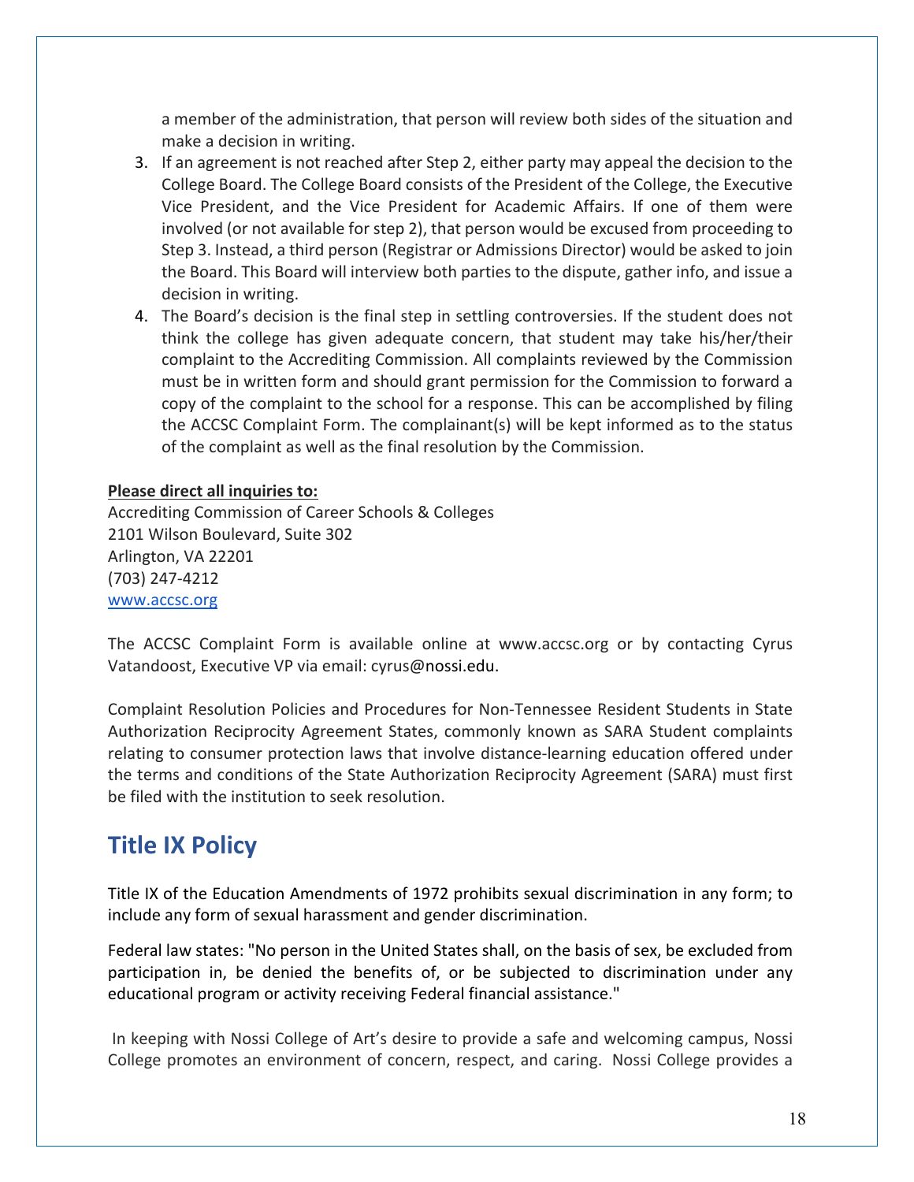a member of the administration, that person will review both sides of the situation and make a decision in writing.

3. If an agreement is not reached after Step 2, either party may appeal the decision to the College Board. The College Board consists of the President of the College, the Executive Vice President, and the Vice President for Academic Affairs. If one of them were involved (or not available for step 2), that person would be excused from proceeding to Step 3. Instead, a third person (Registrar or Admissions Director) would be asked to join the Board. This Board will interview both parties to the dispute, gather info, and issue a decision in writing.
4. The Board's decision is the final step in settling controversies. If the student does not think the college has given adequate concern, that student may take his/her/their complaint to the Accrediting Commission. All complaints reviewed by the Commission must be in written form and should grant permission for the Commission to forward a copy of the complaint to the school for a response. This can be accomplished by filing the ACCSC Complaint Form. The complainant(s) will be kept informed as to the status of the complaint as well as the final resolution by the Commission.

**Please direct all inquiries to:**
Accrediting Commission of Career Schools & Colleges
2101 Wilson Boulevard, Suite 302
Arlington, VA 22201
(703) 247-4212
www.accsc.org

The ACCSC Complaint Form is available online at www.accsc.org or by contacting Cyrus Vatandoost, Executive VP via email: cyrus@nossi.edu.

Complaint Resolution Policies and Procedures for Non-Tennessee Resident Students in State Authorization Reciprocity Agreement States, commonly known as SARA Student complaints relating to consumer protection laws that involve distance-learning education offered under the terms and conditions of the State Authorization Reciprocity Agreement (SARA) must first be filed with the institution to seek resolution.

## Title IX Policy

Title IX of the Education Amendments of 1972 prohibits sexual discrimination in any form; to include any form of sexual harassment and gender discrimination.

Federal law states: "No person in the United States shall, on the basis of sex, be excluded from participation in, be denied the benefits of, or be subjected to discrimination under any educational program or activity receiving Federal financial assistance."

In keeping with Nossi College of Art's desire to provide a safe and welcoming campus, Nossi College promotes an environment of concern, respect, and caring. Nossi College provides a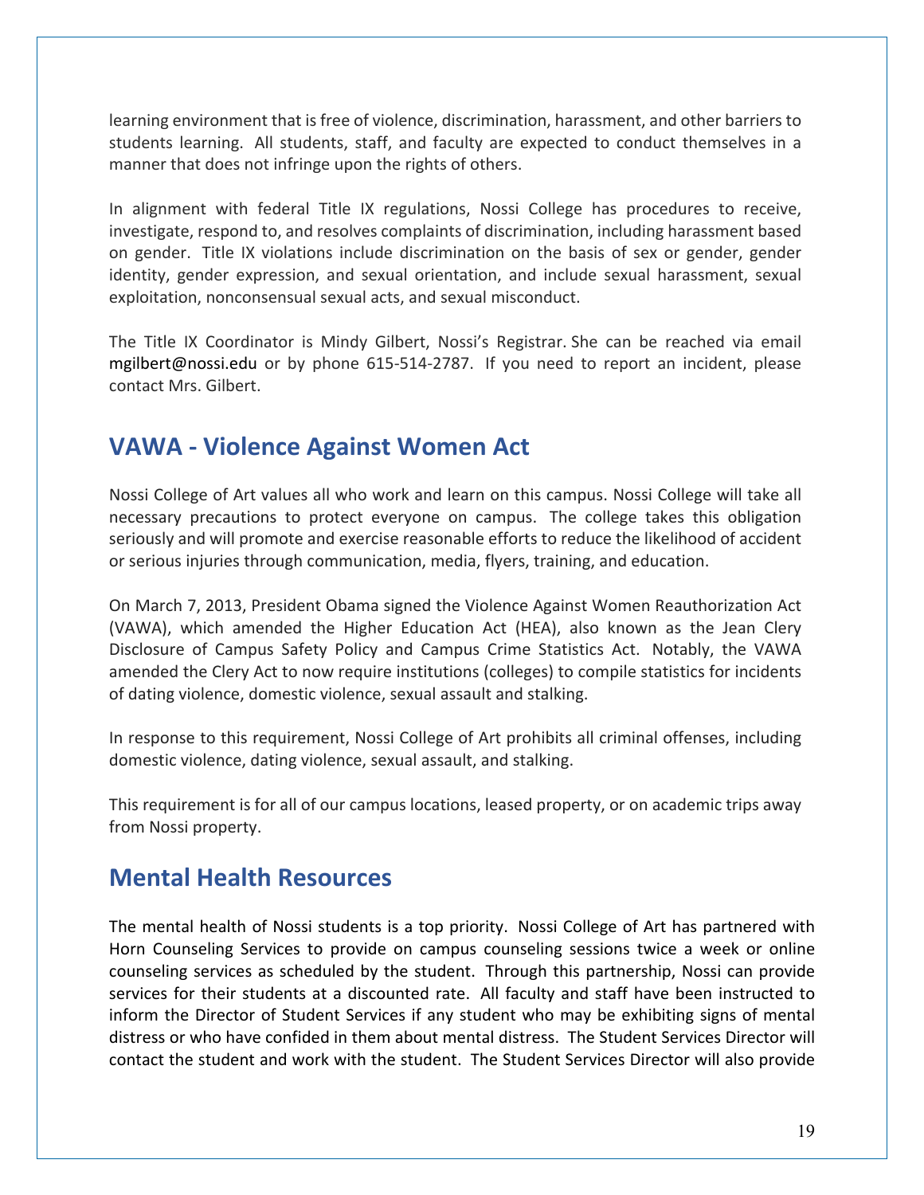learning environment that is free of violence, discrimination, harassment, and other barriers to students learning. All students, staff, and faculty are expected to conduct themselves in a manner that does not infringe upon the rights of others.

In alignment with federal Title IX regulations, Nossi College has procedures to receive, investigate, respond to, and resolves complaints of discrimination, including harassment based on gender. Title IX violations include discrimination on the basis of sex or gender, gender identity, gender expression, and sexual orientation, and include sexual harassment, sexual exploitation, nonconsensual sexual acts, and sexual misconduct.

The Title IX Coordinator is Mindy Gilbert, Nossi's Registrar. She can be reached via email mgilbert@nossi.edu or by phone 615-514-2787. If you need to report an incident, please contact Mrs. Gilbert.

## VAWA - Violence Against Women Act

Nossi College of Art values all who work and learn on this campus. Nossi College will take all necessary precautions to protect everyone on campus. The college takes this obligation seriously and will promote and exercise reasonable efforts to reduce the likelihood of accident or serious injuries through communication, media, flyers, training, and education.

On March 7, 2013, President Obama signed the Violence Against Women Reauthorization Act (VAWA), which amended the Higher Education Act (HEA), also known as the Jean Clery Disclosure of Campus Safety Policy and Campus Crime Statistics Act. Notably, the VAWA amended the Clery Act to now require institutions (colleges) to compile statistics for incidents of dating violence, domestic violence, sexual assault and stalking.

In response to this requirement, Nossi College of Art prohibits all criminal offenses, including domestic violence, dating violence, sexual assault, and stalking.

This requirement is for all of our campus locations, leased property, or on academic trips away from Nossi property.

## Mental Health Resources

The mental health of Nossi students is a top priority. Nossi College of Art has partnered with Horn Counseling Services to provide on campus counseling sessions twice a week or online counseling services as scheduled by the student. Through this partnership, Nossi can provide services for their students at a discounted rate. All faculty and staff have been instructed to inform the Director of Student Services if any student who may be exhibiting signs of mental distress or who have confided in them about mental distress. The Student Services Director will contact the student and work with the student. The Student Services Director will also provide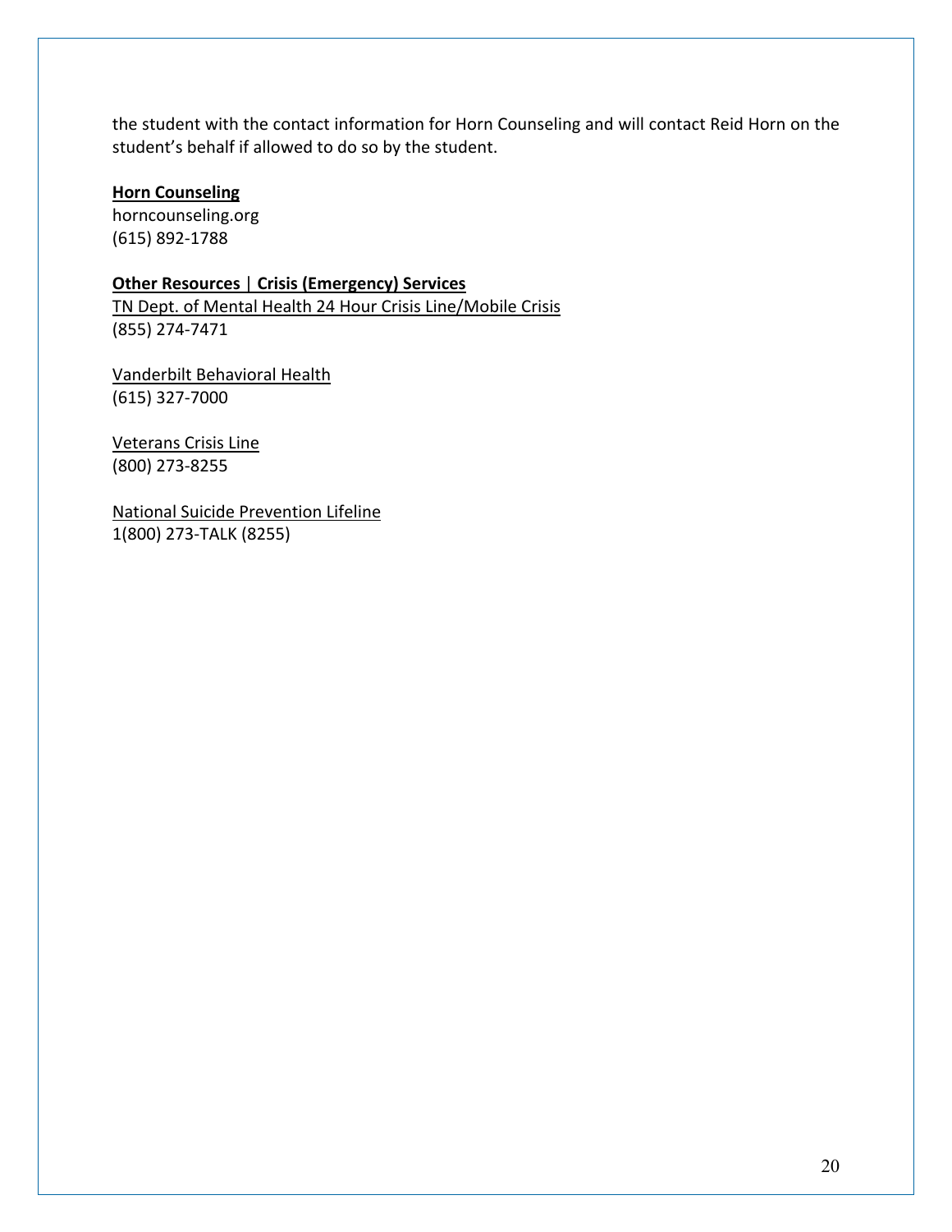the student with the contact information for Horn Counseling and will contact Reid Horn on the student's behalf if allowed to do so by the student.

**Horn Counseling**
horncounseling.org
(615) 892-1788

**Other Resources | Crisis (Emergency) Services**

TN Dept. of Mental Health 24 Hour Crisis Line/Mobile Crisis
(855) 274-7471

Vanderbilt Behavioral Health
(615) 327-7000

Veterans Crisis Line
(800) 273-8255

National Suicide Prevention Lifeline
1(800) 273-TALK (8255)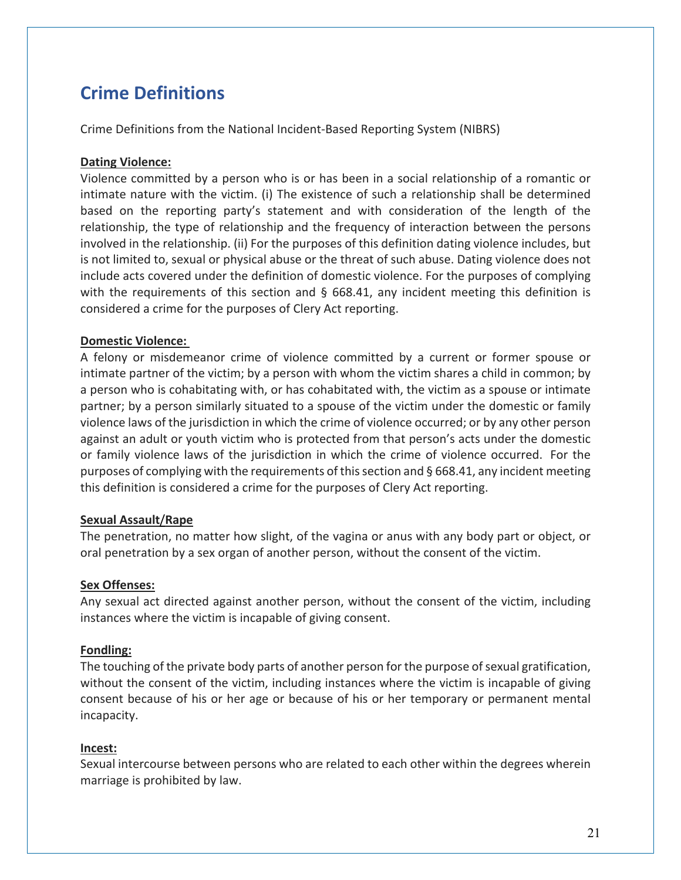# Crime Definitions

Crime Definitions from the National Incident-Based Reporting System (NIBRS)

**Dating Violence:**

Violence committed by a person who is or has been in a social relationship of a romantic or intimate nature with the victim. (i) The existence of such a relationship shall be determined based on the reporting party's statement and with consideration of the length of the relationship, the type of relationship and the frequency of interaction between the persons involved in the relationship. (ii) For the purposes of this definition dating violence includes, but is not limited to, sexual or physical abuse or the threat of such abuse. Dating violence does not include acts covered under the definition of domestic violence. For the purposes of complying with the requirements of this section and § 668.41, any incident meeting this definition is considered a crime for the purposes of Clery Act reporting.

**Domestic Violence:**

A felony or misdemeanor crime of violence committed by a current or former spouse or intimate partner of the victim; by a person with whom the victim shares a child in common; by a person who is cohabitating with, or has cohabitated with, the victim as a spouse or intimate partner; by a person similarly situated to a spouse of the victim under the domestic or family violence laws of the jurisdiction in which the crime of violence occurred; or by any other person against an adult or youth victim who is protected from that person's acts under the domestic or family violence laws of the jurisdiction in which the crime of violence occurred. For the purposes of complying with the requirements of this section and § 668.41, any incident meeting this definition is considered a crime for the purposes of Clery Act reporting.

**Sexual Assault/Rape**

The penetration, no matter how slight, of the vagina or anus with any body part or object, or oral penetration by a sex organ of another person, without the consent of the victim.

**Sex Offenses:**

Any sexual act directed against another person, without the consent of the victim, including instances where the victim is incapable of giving consent.

**Fondling:**

The touching of the private body parts of another person for the purpose of sexual gratification, without the consent of the victim, including instances where the victim is incapable of giving consent because of his or her age or because of his or her temporary or permanent mental incapacity.

**Incest:**

Sexual intercourse between persons who are related to each other within the degrees wherein marriage is prohibited by law.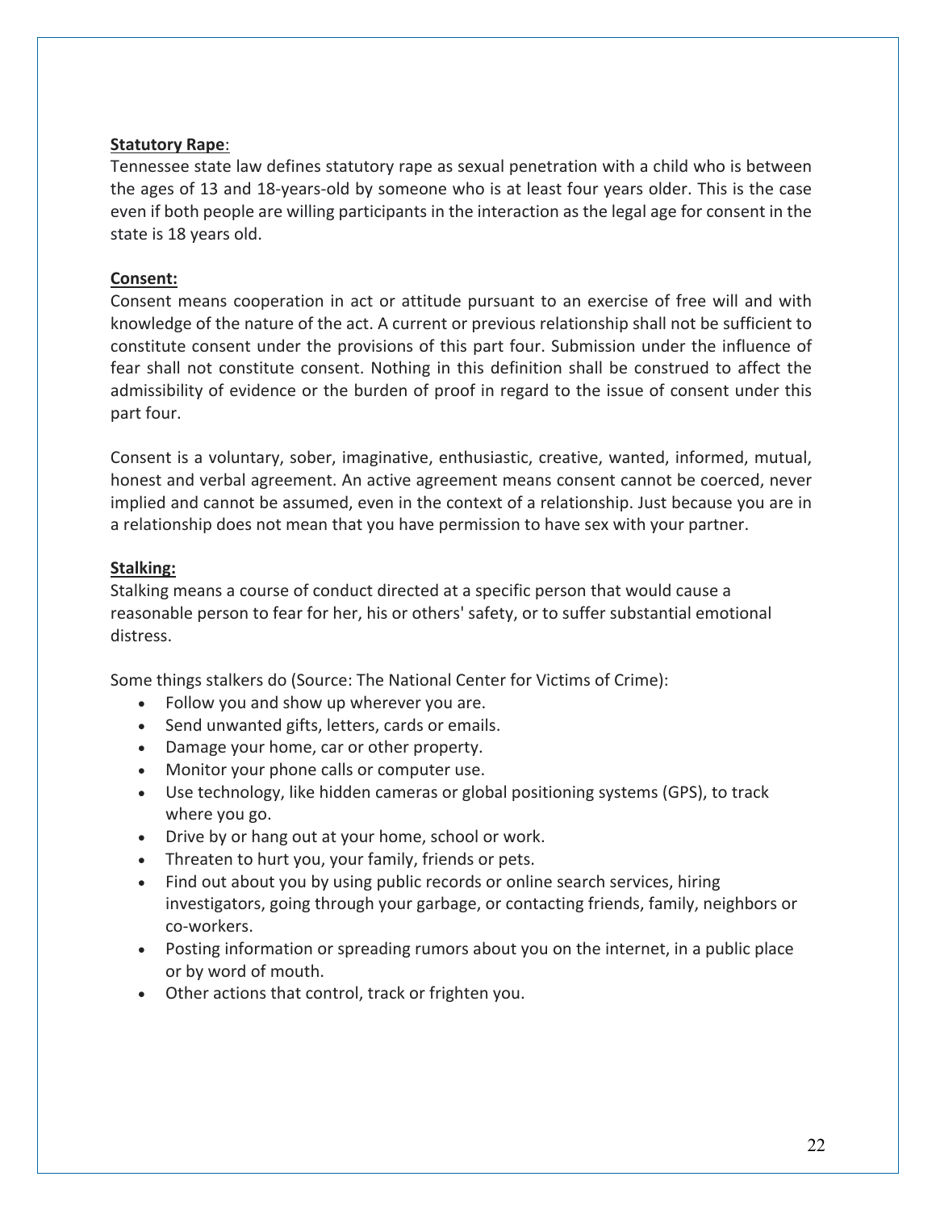**Statutory Rape**:

Tennessee state law defines statutory rape as sexual penetration with a child who is between the ages of 13 and 18-years-old by someone who is at least four years older. This is the case even if both people are willing participants in the interaction as the legal age for consent in the state is 18 years old.

**Consent:**

Consent means cooperation in act or attitude pursuant to an exercise of free will and with knowledge of the nature of the act. A current or previous relationship shall not be sufficient to constitute consent under the provisions of this part four. Submission under the influence of fear shall not constitute consent. Nothing in this definition shall be construed to affect the admissibility of evidence or the burden of proof in regard to the issue of consent under this part four.

Consent is a voluntary, sober, imaginative, enthusiastic, creative, wanted, informed, mutual, honest and verbal agreement. An active agreement means consent cannot be coerced, never implied and cannot be assumed, even in the context of a relationship. Just because you are in a relationship does not mean that you have permission to have sex with your partner.

**Stalking:**

Stalking means a course of conduct directed at a specific person that would cause a reasonable person to fear for her, his or others' safety, or to suffer substantial emotional distress.

Some things stalkers do (Source: The National Center for Victims of Crime):

- Follow you and show up wherever you are.
- Send unwanted gifts, letters, cards or emails.
- Damage your home, car or other property.
- Monitor your phone calls or computer use.
- Use technology, like hidden cameras or global positioning systems (GPS), to track where you go.
- Drive by or hang out at your home, school or work.
- Threaten to hurt you, your family, friends or pets.
- Find out about you by using public records or online search services, hiring investigators, going through your garbage, or contacting friends, family, neighbors or co-workers.
- Posting information or spreading rumors about you on the internet, in a public place or by word of mouth.
- Other actions that control, track or frighten you.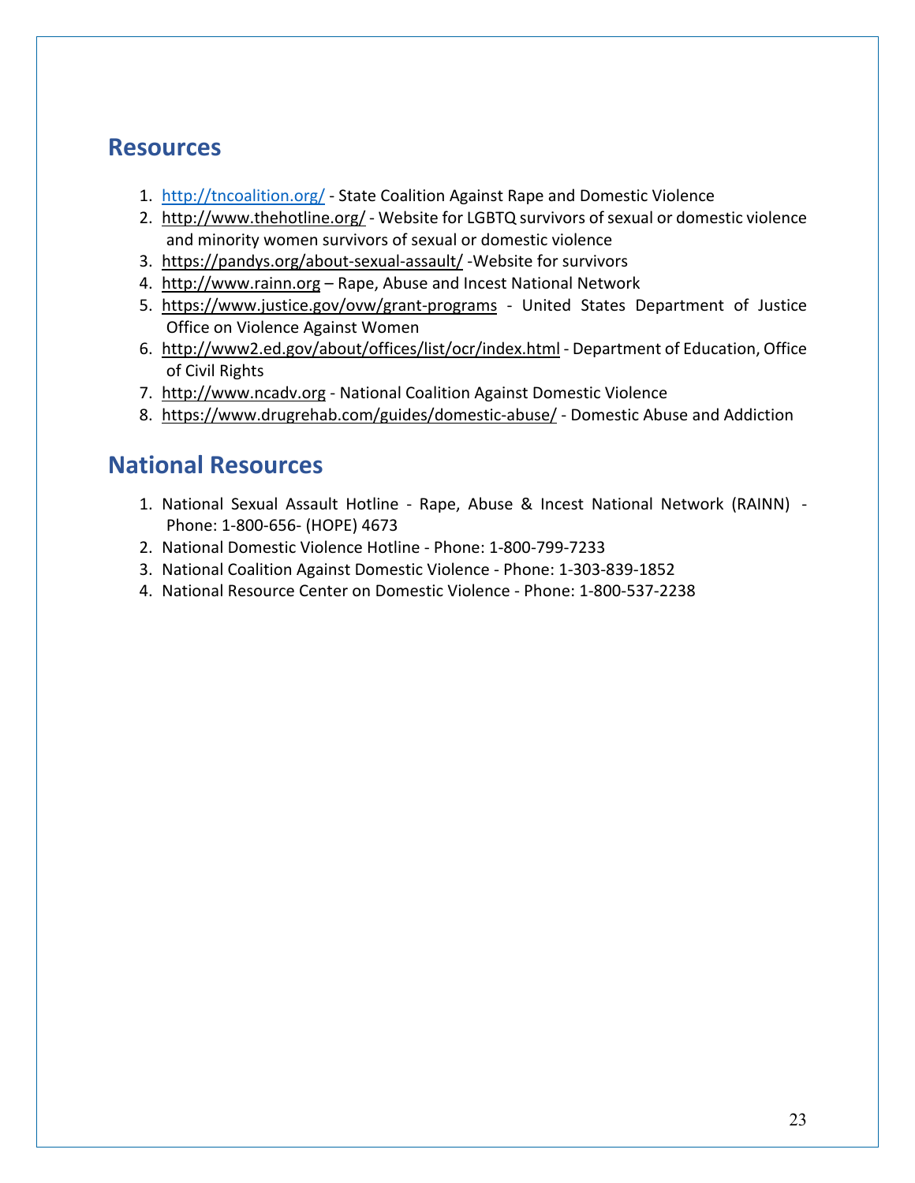## Resources

1. http://tncoalition.org/ - State Coalition Against Rape and Domestic Violence
2. http://www.thehotline.org/ - Website for LGBTQ survivors of sexual or domestic violence and minority women survivors of sexual or domestic violence
3. https://pandys.org/about-sexual-assault/ -Website for survivors
4. http://www.rainn.org – Rape, Abuse and Incest National Network
5. https://www.justice.gov/ovw/grant-programs - United States Department of Justice Office on Violence Against Women
6. http://www2.ed.gov/about/offices/list/ocr/index.html - Department of Education, Office of Civil Rights
7. http://www.ncadv.org - National Coalition Against Domestic Violence
8. https://www.drugrehab.com/guides/domestic-abuse/ - Domestic Abuse and Addiction

## National Resources

1. National Sexual Assault Hotline - Rape, Abuse & Incest National Network (RAINN) - Phone: 1-800-656- (HOPE) 4673
2. National Domestic Violence Hotline - Phone: 1-800-799-7233
3. National Coalition Against Domestic Violence - Phone: 1-303-839-1852
4. National Resource Center on Domestic Violence - Phone: 1-800-537-2238